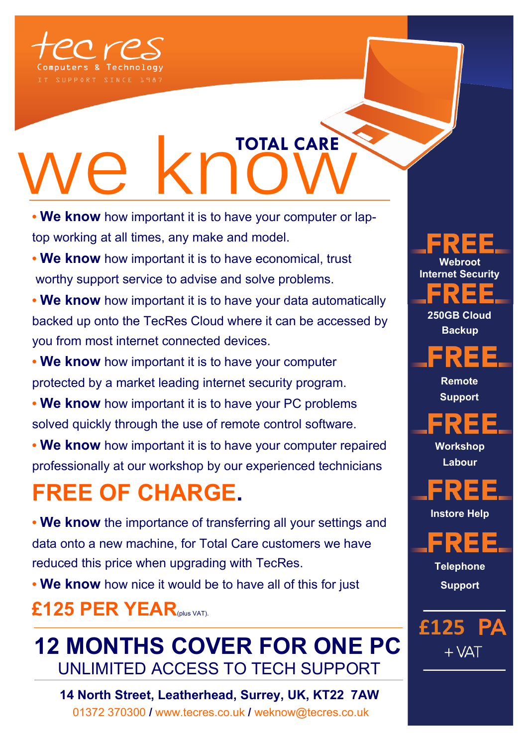tecres

Computers & Technology

IT SUPPORT SINCE 1987

# we know TOTAL CARE

- **We know** how important it is to have your computer or laptop working at all times, any make and model.
- **We know** how important it is to have economical, trust worthy support service to advise and solve problems.
- **We know** how important it is to have your data automatically backed up onto the TecRes Cloud where it can be accessed by you from most internet connected devices.
- **We know** how important it is to have your computer protected by a market leading internet security program.
- **We know** how important it is to have your PC problems solved quickly through the use of remote control software.
- **We know** how important it is to have your computer repaired professionally at our workshop by our experienced technicians

## FREE OF CHARGE.

- **We know** the importance of transferring all your settings and data onto a new machine, for Total Care customers we have reduced this price when upgrading with TecRes.
- **We know** how nice it would be to have all of this for just

## £125 PER YEAR (plus VAT).

## 12 MONTHS COVER FOR ONE PC

UNLIMITED ACCESS TO TECH SUPPORT

**14 North Street, Leatherhead, Surrey, UK, KT22 7AW**

01372 370300 / www.tecres.co.uk / weknow@tecres.co.uk

**FREE** Webroot Internet Security

**FREE** 250GB Cloud Backup

**FREE** Remote Support

**FREE** Workshop Labour

**FREE** Instore Help

**FREE** Telephone Support

**£125 PA**

+ VAT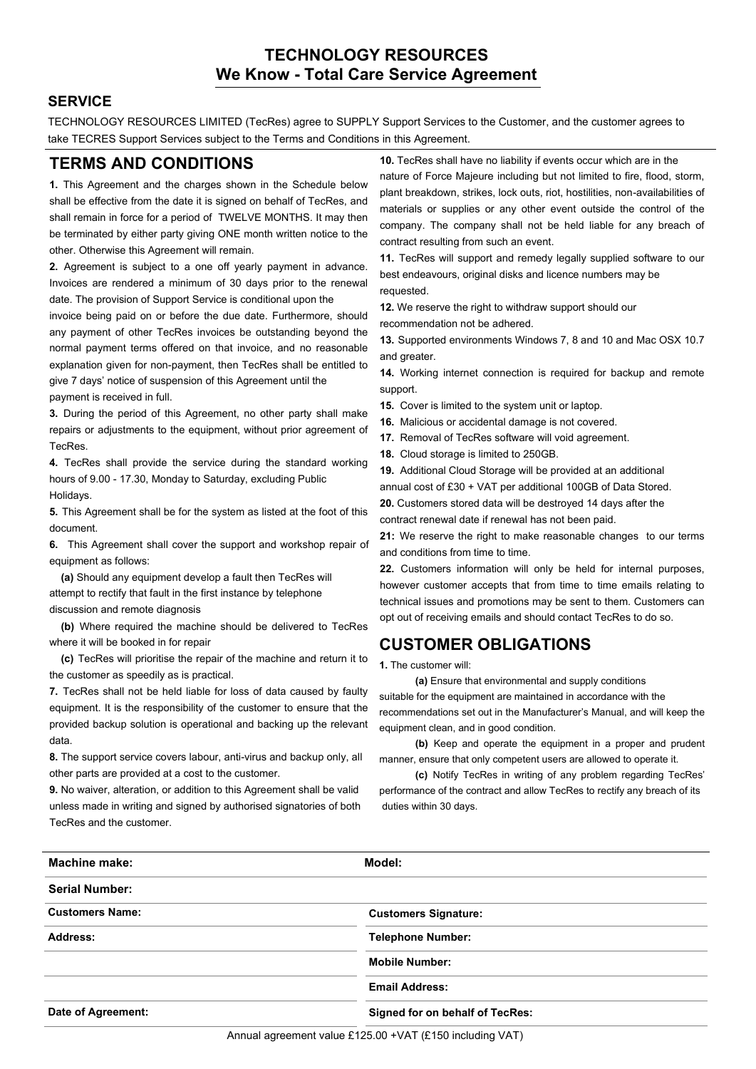# TECHNOLOGY RESOURCES
## We Know - Total Care Service Agreement

### SERVICE

TECHNOLOGY RESOURCES LIMITED (TecRes) agree to SUPPLY Support Services to the Customer, and the customer agrees to take TECRES Support Services subject to the Terms and Conditions in this Agreement.

## TERMS AND CONDITIONS

**1.** This Agreement and the charges shown in the Schedule below shall be effective from the date it is signed on behalf of TecRes, and shall remain in force for a period of TWELVE MONTHS. It may then be terminated by either party giving ONE month written notice to the other. Otherwise this Agreement will remain.

**2.** Agreement is subject to a one off yearly payment in advance. Invoices are rendered a minimum of 30 days prior to the renewal date. The provision of Support Service is conditional upon the invoice being paid on or before the due date. Furthermore, should any payment of other TecRes invoices be outstanding beyond the normal payment terms offered on that invoice, and no reasonable explanation given for non-payment, then TecRes shall be entitled to give 7 days' notice of suspension of this Agreement until the payment is received in full.

**3.** During the period of this Agreement, no other party shall make repairs or adjustments to the equipment, without prior agreement of TecRes.

**4.** TecRes shall provide the service during the standard working hours of 9.00 - 17.30, Monday to Saturday, excluding Public Holidays.

**5.** This Agreement shall be for the system as listed at the foot of this document.

**6.** This Agreement shall cover the support and workshop repair of equipment as follows:

**(a)** Should any equipment develop a fault then TecRes will attempt to rectify that fault in the first instance by telephone discussion and remote diagnosis

**(b)** Where required the machine should be delivered to TecRes where it will be booked in for repair

**(c)** TecRes will prioritise the repair of the machine and return it to the customer as speedily as is practical.

**7.** TecRes shall not be held liable for loss of data caused by faulty equipment. It is the responsibility of the customer to ensure that the provided backup solution is operational and backing up the relevant data.

**8.** The support service covers labour, anti-virus and backup only, all other parts are provided at a cost to the customer.

**9.** No waiver, alteration, or addition to this Agreement shall be valid unless made in writing and signed by authorised signatories of both TecRes and the customer.

**10.** TecRes shall have no liability if events occur which are in the nature of Force Majeure including but not limited to fire, flood, storm, plant breakdown, strikes, lock outs, riot, hostilities, non-availabilities of materials or supplies or any other event outside the control of the company. The company shall not be held liable for any breach of contract resulting from such an event.

**11.** TecRes will support and remedy legally supplied software to our best endeavours, original disks and licence numbers may be requested.

**12.** We reserve the right to withdraw support should our recommendation not be adhered.

**13.** Supported environments Windows 7, 8 and 10 and Mac OSX 10.7 and greater.

**14.** Working internet connection is required for backup and remote support.

**15.** Cover is limited to the system unit or laptop.

**16.** Malicious or accidental damage is not covered.

**17.** Removal of TecRes software will void agreement.

**18.** Cloud storage is limited to 250GB.

**19.** Additional Cloud Storage will be provided at an additional annual cost of £30 + VAT per additional 100GB of Data Stored.

**20.** Customers stored data will be destroyed 14 days after the contract renewal date if renewal has not been paid.

**21:** We reserve the right to make reasonable changes to our terms and conditions from time to time.

**22.** Customers information will only be held for internal purposes, however customer accepts that from time to time emails relating to technical issues and promotions may be sent to them. Customers can opt out of receiving emails and should contact TecRes to do so.

## CUSTOMER OBLIGATIONS

**1.** The customer will:

**(a)** Ensure that environmental and supply conditions suitable for the equipment are maintained in accordance with the recommendations set out in the Manufacturer's Manual, and will keep the equipment clean, and in good condition.

**(b)** Keep and operate the equipment in a proper and prudent manner, ensure that only competent users are allowed to operate it.

**(c)** Notify TecRes in writing of any problem regarding TecRes' performance of the contract and allow TecRes to rectify any breach of its duties within 30 days.

| | |
|---|---|
| **Machine make:** | **Model:** |
| **Serial Number:** | |
| **Customers Name:** | **Customers Signature:** |
| **Address:** | **Telephone Number:** |
| | **Mobile Number:** |
| | **Email Address:** |
| **Date of Agreement:** | **Signed for on behalf of TecRes:** |

Annual agreement value £125.00 +VAT (£150 including VAT)